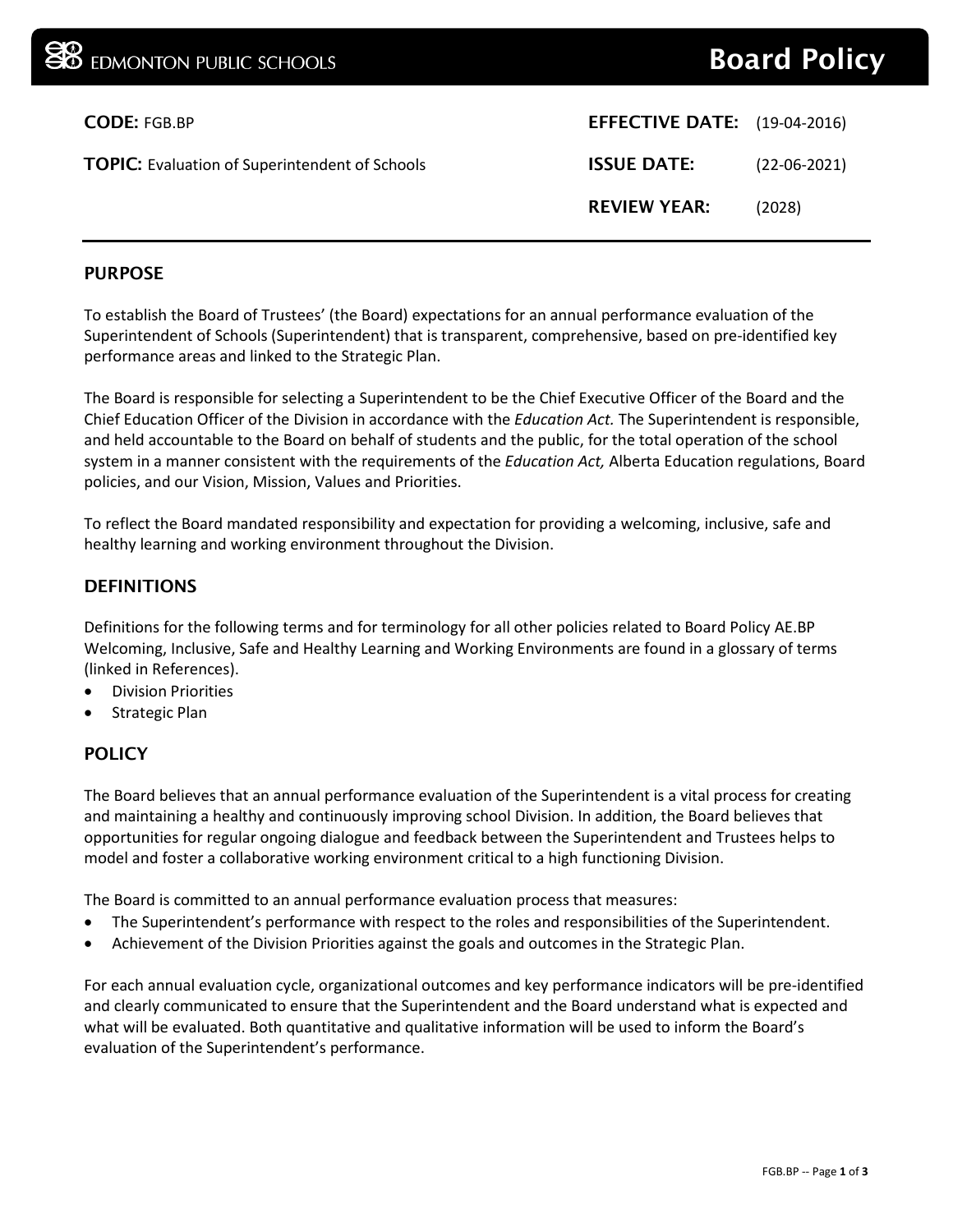EDMONTON PUBLIC SCHOOLS

# Board Policy

| | | | |
|---|---|---|---|
| **CODE:** FGB.BP | | **EFFECTIVE DATE:** | (19-04-2016) |
| **TOPIC:** Evaluation of Superintendent of Schools | | **ISSUE DATE:** | (22-06-2021) |
| | | **REVIEW YEAR:** | (2028) |

## PURPOSE

To establish the Board of Trustees' (the Board) expectations for an annual performance evaluation of the Superintendent of Schools (Superintendent) that is transparent, comprehensive, based on pre-identified key performance areas and linked to the Strategic Plan.

The Board is responsible for selecting a Superintendent to be the Chief Executive Officer of the Board and the Chief Education Officer of the Division in accordance with the *Education Act.* The Superintendent is responsible, and held accountable to the Board on behalf of students and the public, for the total operation of the school system in a manner consistent with the requirements of the *Education Act,* Alberta Education regulations, Board policies, and our Vision, Mission, Values and Priorities.

To reflect the Board mandated responsibility and expectation for providing a welcoming, inclusive, safe and healthy learning and working environment throughout the Division.

## DEFINITIONS

Definitions for the following terms and for terminology for all other policies related to Board Policy AE.BP Welcoming, Inclusive, Safe and Healthy Learning and Working Environments are found in a glossary of terms (linked in References).

- Division Priorities
- Strategic Plan

## POLICY

The Board believes that an annual performance evaluation of the Superintendent is a vital process for creating and maintaining a healthy and continuously improving school Division. In addition, the Board believes that opportunities for regular ongoing dialogue and feedback between the Superintendent and Trustees helps to model and foster a collaborative working environment critical to a high functioning Division.

The Board is committed to an annual performance evaluation process that measures:

- The Superintendent's performance with respect to the roles and responsibilities of the Superintendent.
- Achievement of the Division Priorities against the goals and outcomes in the Strategic Plan.

For each annual evaluation cycle, organizational outcomes and key performance indicators will be pre-identified and clearly communicated to ensure that the Superintendent and the Board understand what is expected and what will be evaluated. Both quantitative and qualitative information will be used to inform the Board's evaluation of the Superintendent's performance.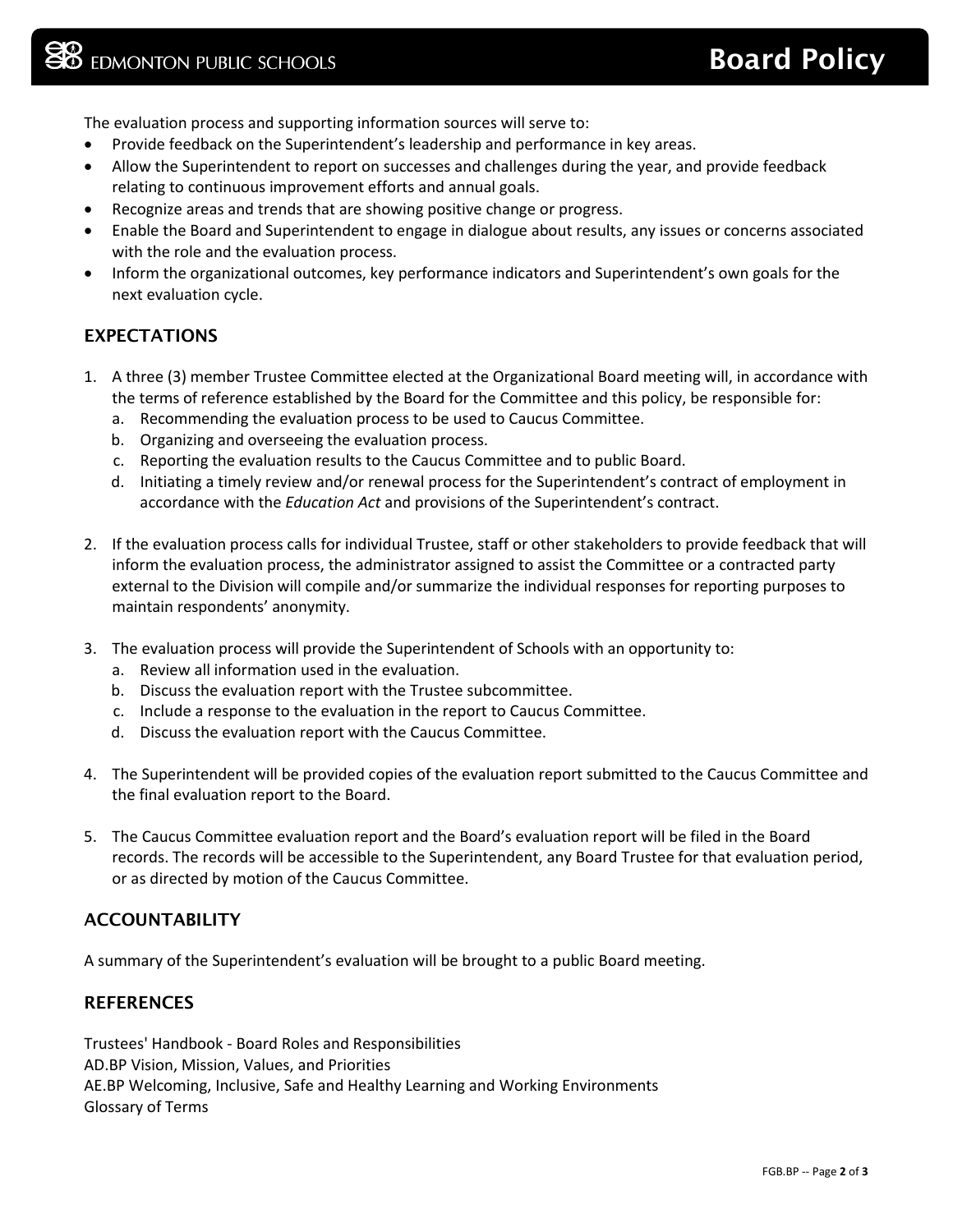The evaluation process and supporting information sources will serve to:

- Provide feedback on the Superintendent's leadership and performance in key areas.
- Allow the Superintendent to report on successes and challenges during the year, and provide feedback relating to continuous improvement efforts and annual goals.
- Recognize areas and trends that are showing positive change or progress.
- Enable the Board and Superintendent to engage in dialogue about results, any issues or concerns associated with the role and the evaluation process.
- Inform the organizational outcomes, key performance indicators and Superintendent's own goals for the next evaluation cycle.

## EXPECTATIONS

1. A three (3) member Trustee Committee elected at the Organizational Board meeting will, in accordance with the terms of reference established by the Board for the Committee and this policy, be responsible for:
   a. Recommending the evaluation process to be used to Caucus Committee.
   b. Organizing and overseeing the evaluation process.
   c. Reporting the evaluation results to the Caucus Committee and to public Board.
   d. Initiating a timely review and/or renewal process for the Superintendent's contract of employment in accordance with the *Education Act* and provisions of the Superintendent's contract.

2. If the evaluation process calls for individual Trustee, staff or other stakeholders to provide feedback that will inform the evaluation process, the administrator assigned to assist the Committee or a contracted party external to the Division will compile and/or summarize the individual responses for reporting purposes to maintain respondents' anonymity.

3. The evaluation process will provide the Superintendent of Schools with an opportunity to:
   a. Review all information used in the evaluation.
   b. Discuss the evaluation report with the Trustee subcommittee.
   c. Include a response to the evaluation in the report to Caucus Committee.
   d. Discuss the evaluation report with the Caucus Committee.

4. The Superintendent will be provided copies of the evaluation report submitted to the Caucus Committee and the final evaluation report to the Board.

5. The Caucus Committee evaluation report and the Board's evaluation report will be filed in the Board records. The records will be accessible to the Superintendent, any Board Trustee for that evaluation period, or as directed by motion of the Caucus Committee.

## ACCOUNTABILITY

A summary of the Superintendent's evaluation will be brought to a public Board meeting.

## REFERENCES

Trustees' Handbook - Board Roles and Responsibilities
AD.BP Vision, Mission, Values, and Priorities
AE.BP Welcoming, Inclusive, Safe and Healthy Learning and Working Environments
Glossary of Terms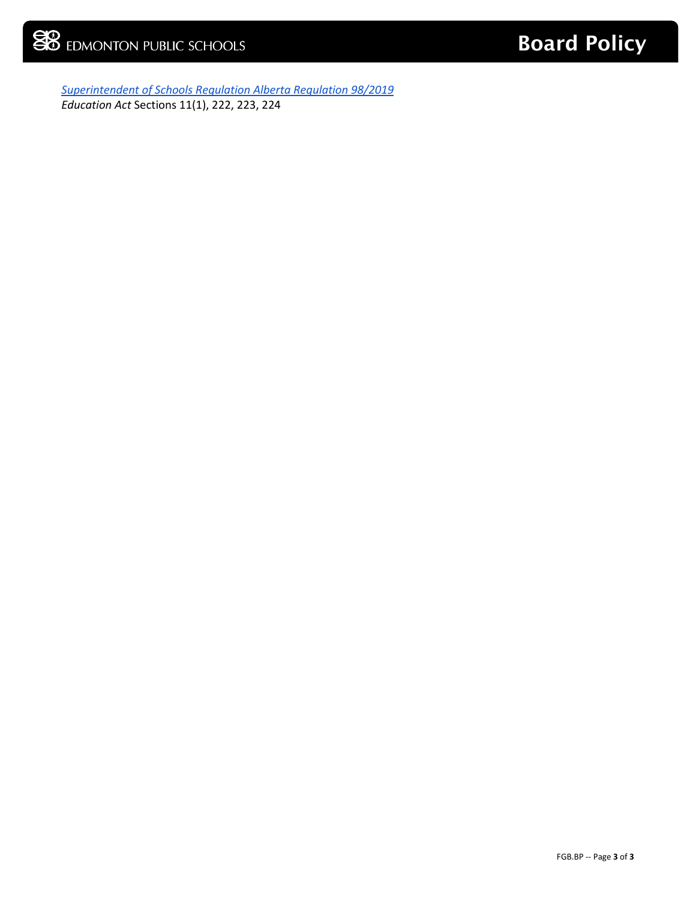*[Superintendent of Schools Regulation Alberta Regulation 98/2019](Superintendent of Schools Regulation Alberta Regulation 98/2019)*
*Education Act* Sections 11(1), 222, 223, 224